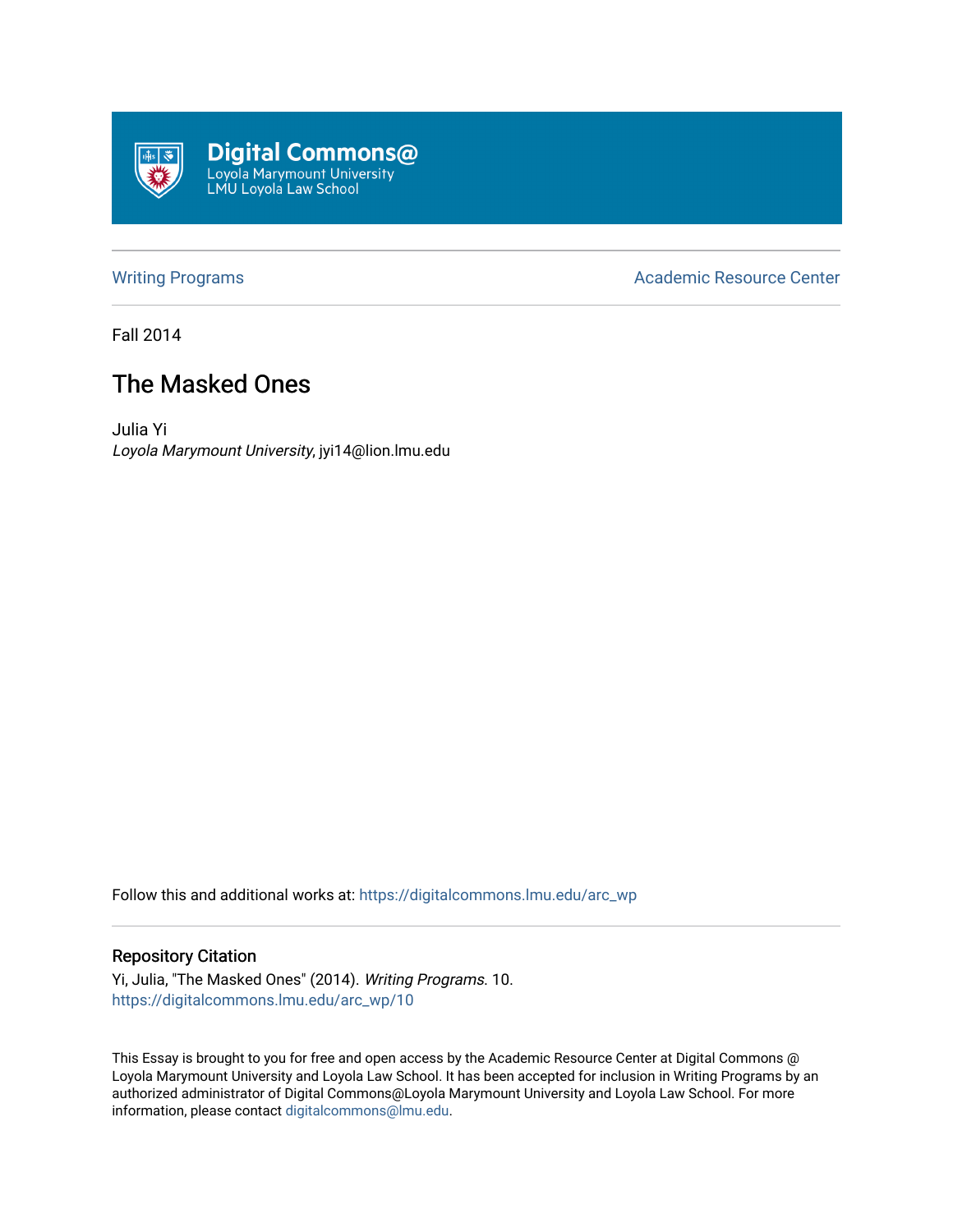Digital Commons@
Loyola Marymount University
LMU Loyola Law School

---

Writing Programs | Academic Resource Center

---

Fall 2014

# The Masked Ones

Julia Yi
*Loyola Marymount University*, jyi14@lion.lmu.edu

Follow this and additional works at: https://digitalcommons.lmu.edu/arc_wp

---

### Repository Citation

Yi, Julia, "The Masked Ones" (2014). *Writing Programs*. 10.
https://digitalcommons.lmu.edu/arc_wp/10

This Essay is brought to you for free and open access by the Academic Resource Center at Digital Commons @ Loyola Marymount University and Loyola Law School. It has been accepted for inclusion in Writing Programs by an authorized administrator of Digital Commons@Loyola Marymount University and Loyola Law School. For more information, please contact digitalcommons@lmu.edu.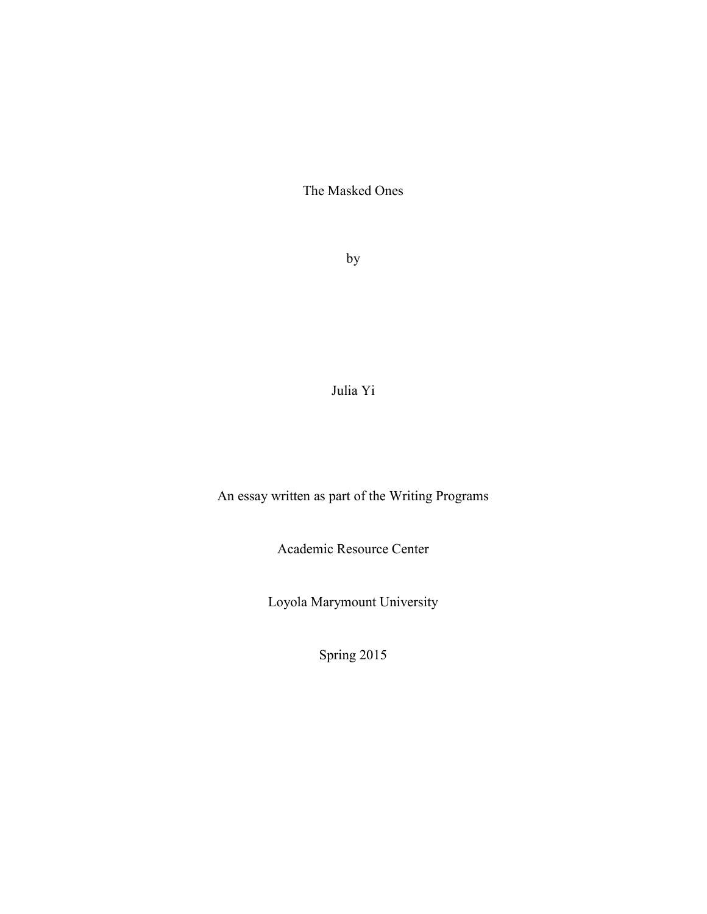# The Masked Ones

by

Julia Yi

An essay written as part of the Writing Programs

Academic Resource Center

Loyola Marymount University

Spring 2015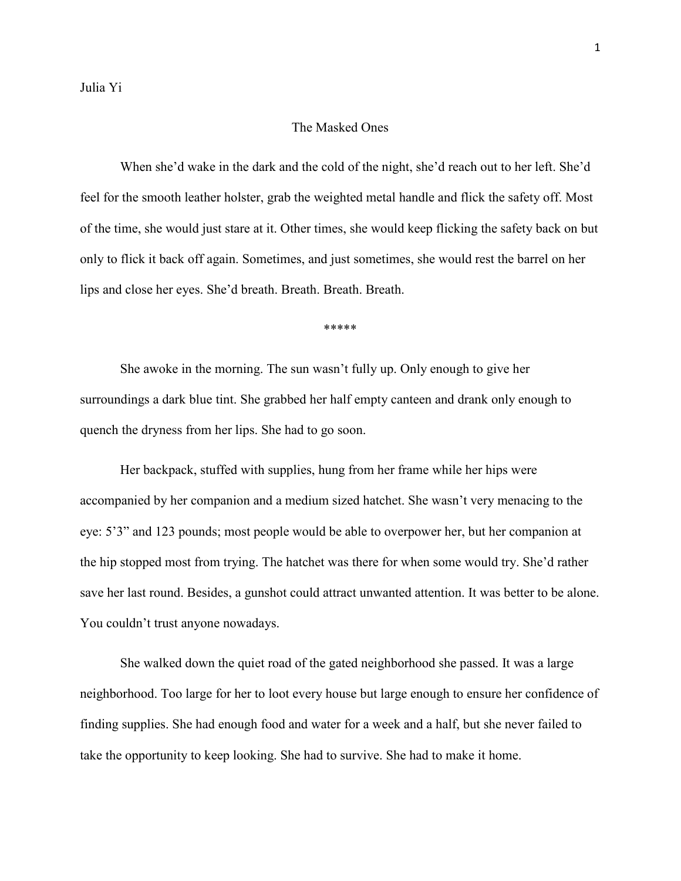Julia Yi

# The Masked Ones

When she'd wake in the dark and the cold of the night, she'd reach out to her left. She'd feel for the smooth leather holster, grab the weighted metal handle and flick the safety off. Most of the time, she would just stare at it. Other times, she would keep flicking the safety back on but only to flick it back off again. Sometimes, and just sometimes, she would rest the barrel on her lips and close her eyes. She'd breath. Breath. Breath. Breath.

*****

She awoke in the morning. The sun wasn't fully up. Only enough to give her surroundings a dark blue tint. She grabbed her half empty canteen and drank only enough to quench the dryness from her lips. She had to go soon.

Her backpack, stuffed with supplies, hung from her frame while her hips were accompanied by her companion and a medium sized hatchet. She wasn't very menacing to the eye: 5'3" and 123 pounds; most people would be able to overpower her, but her companion at the hip stopped most from trying. The hatchet was there for when some would try. She'd rather save her last round. Besides, a gunshot could attract unwanted attention. It was better to be alone. You couldn't trust anyone nowadays.

She walked down the quiet road of the gated neighborhood she passed. It was a large neighborhood. Too large for her to loot every house but large enough to ensure her confidence of finding supplies. She had enough food and water for a week and a half, but she never failed to take the opportunity to keep looking. She had to survive. She had to make it home.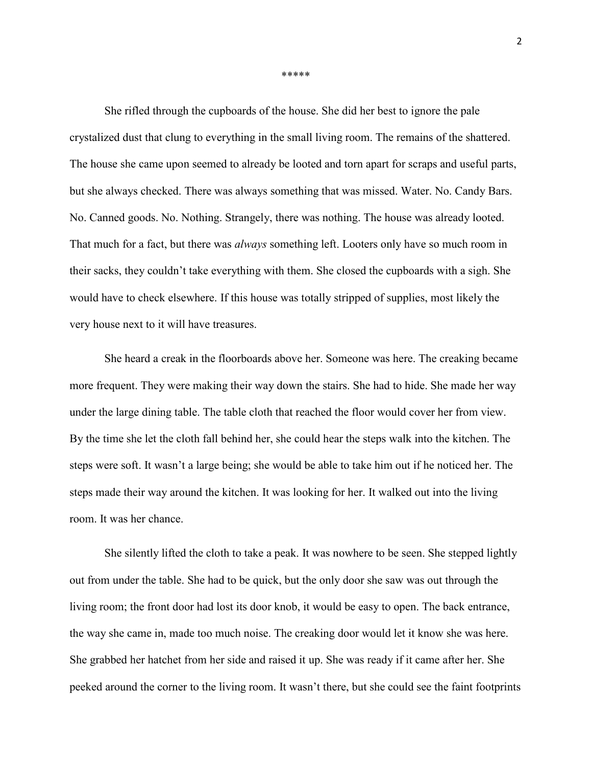\*\*\*\*\*

She rifled through the cupboards of the house. She did her best to ignore the pale crystalized dust that clung to everything in the small living room. The remains of the shattered. The house she came upon seemed to already be looted and torn apart for scraps and useful parts, but she always checked. There was always something that was missed. Water. No. Candy Bars. No. Canned goods. No. Nothing. Strangely, there was nothing. The house was already looted. That much for a fact, but there was *always* something left. Looters only have so much room in their sacks, they couldn't take everything with them. She closed the cupboards with a sigh. She would have to check elsewhere. If this house was totally stripped of supplies, most likely the very house next to it will have treasures.

She heard a creak in the floorboards above her. Someone was here. The creaking became more frequent. They were making their way down the stairs. She had to hide. She made her way under the large dining table. The table cloth that reached the floor would cover her from view. By the time she let the cloth fall behind her, she could hear the steps walk into the kitchen. The steps were soft. It wasn't a large being; she would be able to take him out if he noticed her. The steps made their way around the kitchen. It was looking for her. It walked out into the living room. It was her chance.

She silently lifted the cloth to take a peak. It was nowhere to be seen. She stepped lightly out from under the table. She had to be quick, but the only door she saw was out through the living room; the front door had lost its door knob, it would be easy to open. The back entrance, the way she came in, made too much noise. The creaking door would let it know she was here. She grabbed her hatchet from her side and raised it up. She was ready if it came after her. She peeked around the corner to the living room. It wasn't there, but she could see the faint footprints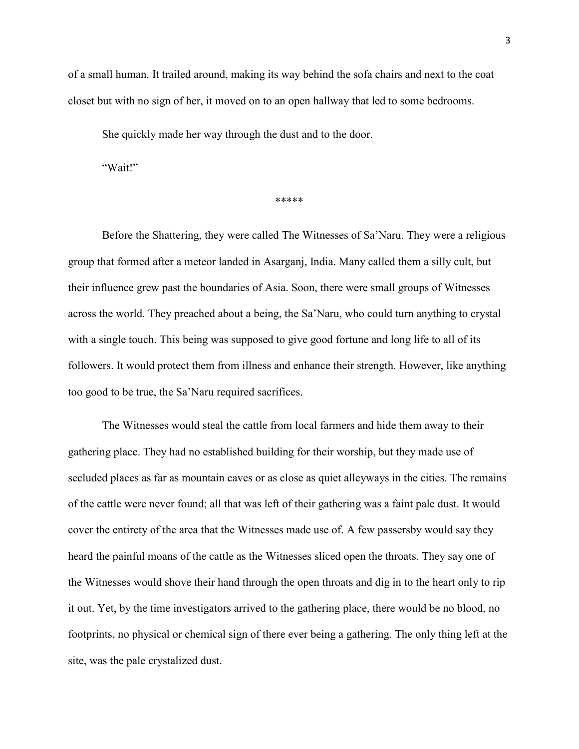of a small human. It trailed around, making its way behind the sofa chairs and next to the coat closet but with no sign of her, it moved on to an open hallway that led to some bedrooms.

She quickly made her way through the dust and to the door.

"Wait!"

*****

Before the Shattering, they were called The Witnesses of Sa'Naru. They were a religious group that formed after a meteor landed in Asarganj, India. Many called them a silly cult, but their influence grew past the boundaries of Asia. Soon, there were small groups of Witnesses across the world. They preached about a being, the Sa'Naru, who could turn anything to crystal with a single touch. This being was supposed to give good fortune and long life to all of its followers. It would protect them from illness and enhance their strength. However, like anything too good to be true, the Sa'Naru required sacrifices.

The Witnesses would steal the cattle from local farmers and hide them away to their gathering place. They had no established building for their worship, but they made use of secluded places as far as mountain caves or as close as quiet alleyways in the cities. The remains of the cattle were never found; all that was left of their gathering was a faint pale dust. It would cover the entirety of the area that the Witnesses made use of. A few passersby would say they heard the painful moans of the cattle as the Witnesses sliced open the throats. They say one of the Witnesses would shove their hand through the open throats and dig in to the heart only to rip it out. Yet, by the time investigators arrived to the gathering place, there would be no blood, no footprints, no physical or chemical sign of there ever being a gathering. The only thing left at the site, was the pale crystalized dust.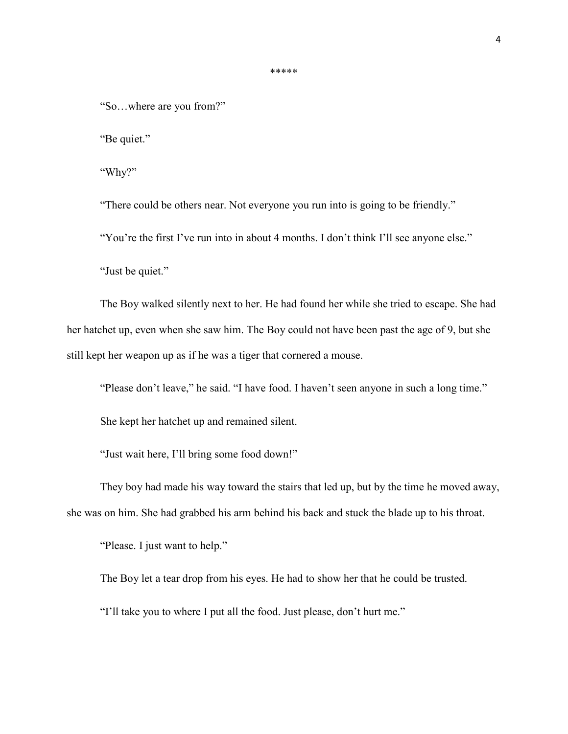*****

"So…where are you from?"

"Be quiet."

"Why?"

"There could be others near. Not everyone you run into is going to be friendly."

"You're the first I've run into in about 4 months. I don't think I'll see anyone else."

"Just be quiet."

The Boy walked silently next to her. He had found her while she tried to escape. She had her hatchet up, even when she saw him. The Boy could not have been past the age of 9, but she still kept her weapon up as if he was a tiger that cornered a mouse.

"Please don't leave," he said. "I have food. I haven't seen anyone in such a long time."

She kept her hatchet up and remained silent.

"Just wait here, I'll bring some food down!"

They boy had made his way toward the stairs that led up, but by the time he moved away, she was on him. She had grabbed his arm behind his back and stuck the blade up to his throat.

"Please. I just want to help."

The Boy let a tear drop from his eyes. He had to show her that he could be trusted.

"I'll take you to where I put all the food. Just please, don't hurt me."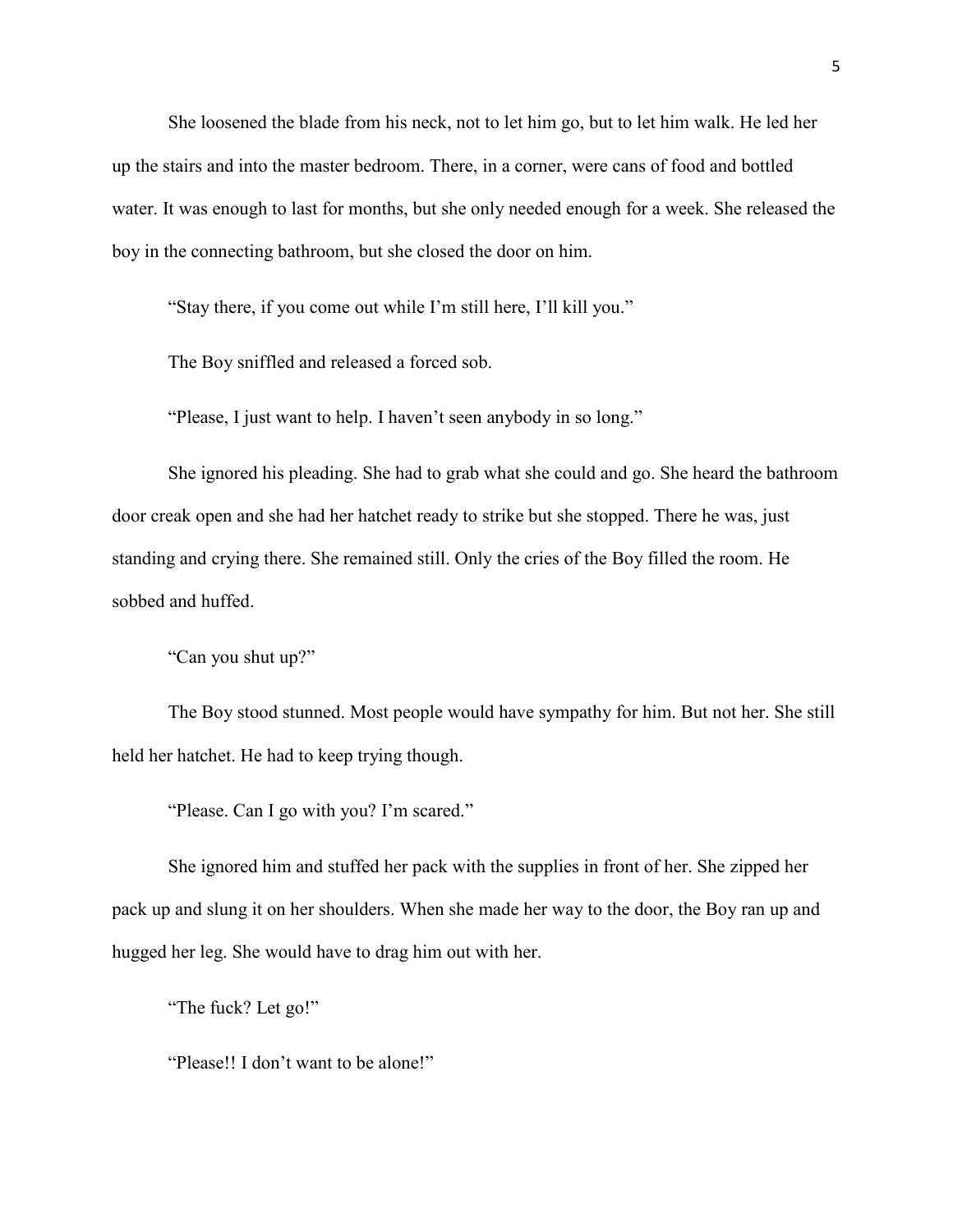She loosened the blade from his neck, not to let him go, but to let him walk. He led her up the stairs and into the master bedroom. There, in a corner, were cans of food and bottled water. It was enough to last for months, but she only needed enough for a week. She released the boy in the connecting bathroom, but she closed the door on him.

"Stay there, if you come out while I'm still here, I'll kill you."

The Boy sniffled and released a forced sob.

"Please, I just want to help. I haven't seen anybody in so long."

She ignored his pleading. She had to grab what she could and go. She heard the bathroom door creak open and she had her hatchet ready to strike but she stopped. There he was, just standing and crying there. She remained still. Only the cries of the Boy filled the room. He sobbed and huffed.

"Can you shut up?"

The Boy stood stunned. Most people would have sympathy for him. But not her. She still held her hatchet. He had to keep trying though.

"Please. Can I go with you? I'm scared."

She ignored him and stuffed her pack with the supplies in front of her. She zipped her pack up and slung it on her shoulders. When she made her way to the door, the Boy ran up and hugged her leg. She would have to drag him out with her.

"The fuck? Let go!"

"Please!! I don't want to be alone!"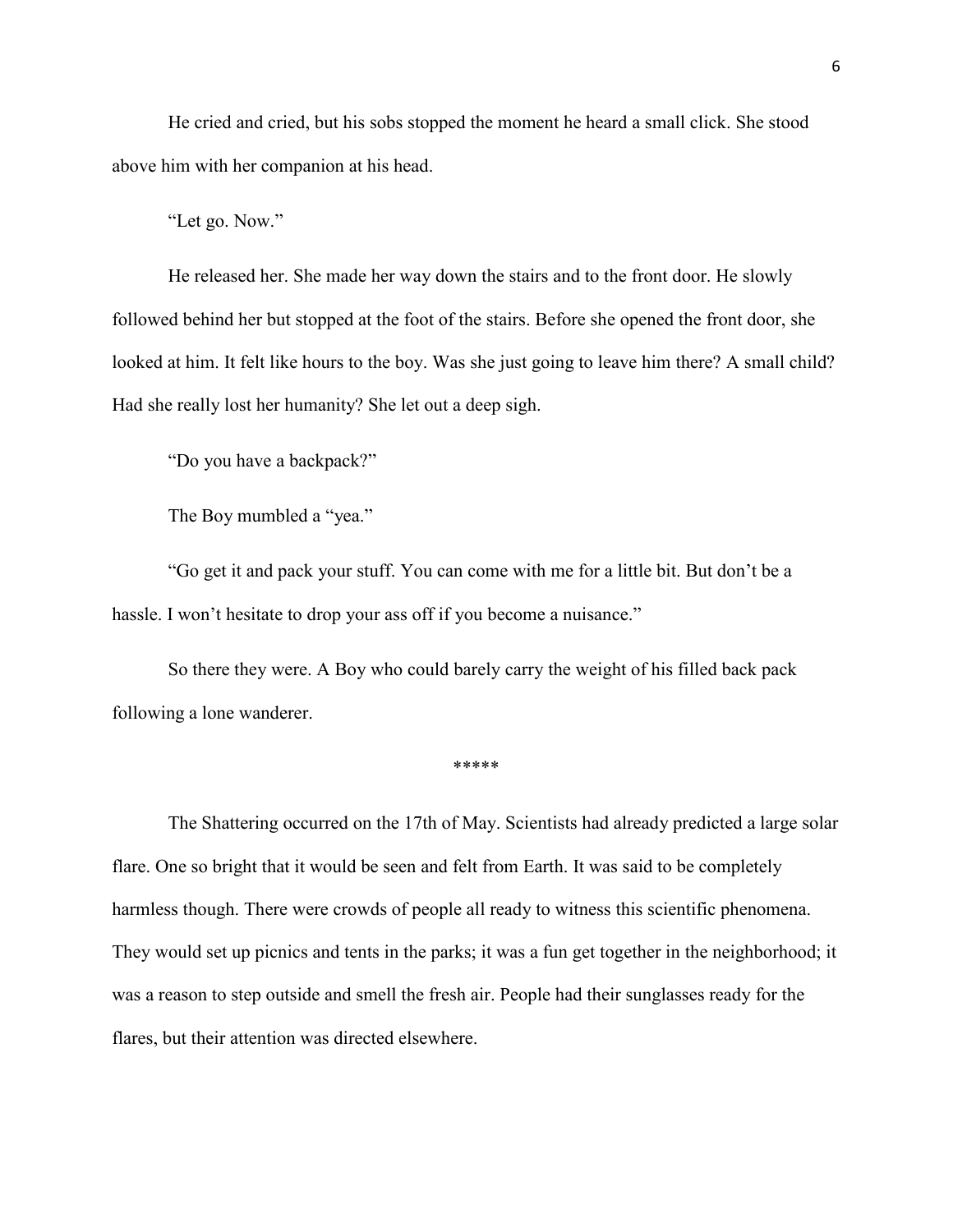He cried and cried, but his sobs stopped the moment he heard a small click. She stood above him with her companion at his head.

"Let go. Now."

He released her. She made her way down the stairs and to the front door. He slowly followed behind her but stopped at the foot of the stairs. Before she opened the front door, she looked at him. It felt like hours to the boy. Was she just going to leave him there? A small child? Had she really lost her humanity? She let out a deep sigh.

"Do you have a backpack?"

The Boy mumbled a "yea."

"Go get it and pack your stuff. You can come with me for a little bit. But don't be a hassle. I won't hesitate to drop your ass off if you become a nuisance."

So there they were. A Boy who could barely carry the weight of his filled back pack following a lone wanderer.

*****

The Shattering occurred on the 17th of May. Scientists had already predicted a large solar flare. One so bright that it would be seen and felt from Earth. It was said to be completely harmless though. There were crowds of people all ready to witness this scientific phenomena. They would set up picnics and tents in the parks; it was a fun get together in the neighborhood; it was a reason to step outside and smell the fresh air. People had their sunglasses ready for the flares, but their attention was directed elsewhere.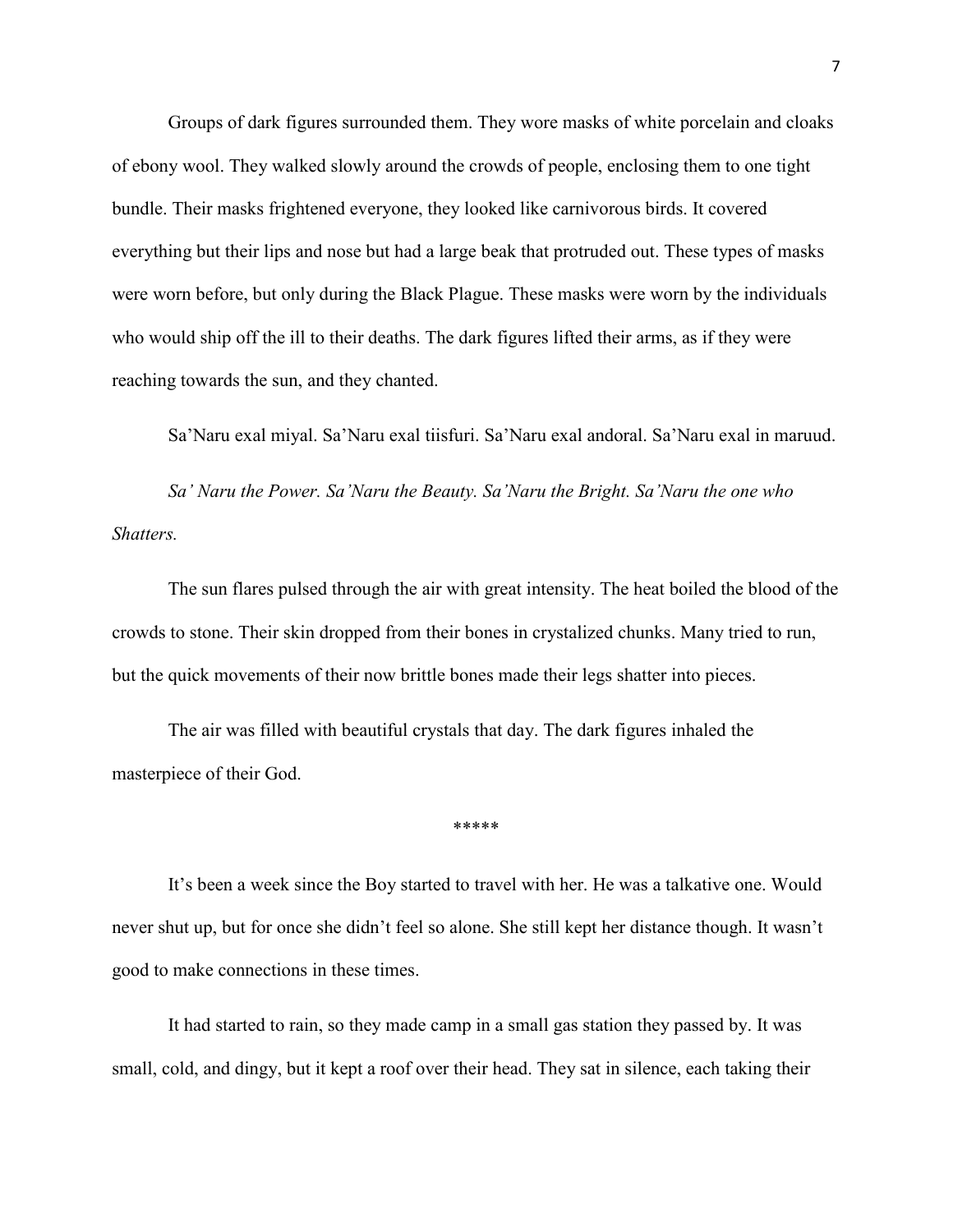Groups of dark figures surrounded them. They wore masks of white porcelain and cloaks of ebony wool. They walked slowly around the crowds of people, enclosing them to one tight bundle. Their masks frightened everyone, they looked like carnivorous birds. It covered everything but their lips and nose but had a large beak that protruded out. These types of masks were worn before, but only during the Black Plague. These masks were worn by the individuals who would ship off the ill to their deaths. The dark figures lifted their arms, as if they were reaching towards the sun, and they chanted.

Sa'Naru exal miyal. Sa'Naru exal tiisfuri. Sa'Naru exal andoral. Sa'Naru exal in maruud.

*Sa' Naru the Power. Sa'Naru the Beauty. Sa'Naru the Bright. Sa'Naru the one who Shatters.*

The sun flares pulsed through the air with great intensity. The heat boiled the blood of the crowds to stone. Their skin dropped from their bones in crystalized chunks. Many tried to run, but the quick movements of their now brittle bones made their legs shatter into pieces.

The air was filled with beautiful crystals that day. The dark figures inhaled the masterpiece of their God.

*****

It's been a week since the Boy started to travel with her. He was a talkative one. Would never shut up, but for once she didn't feel so alone. She still kept her distance though. It wasn't good to make connections in these times.

It had started to rain, so they made camp in a small gas station they passed by. It was small, cold, and dingy, but it kept a roof over their head. They sat in silence, each taking their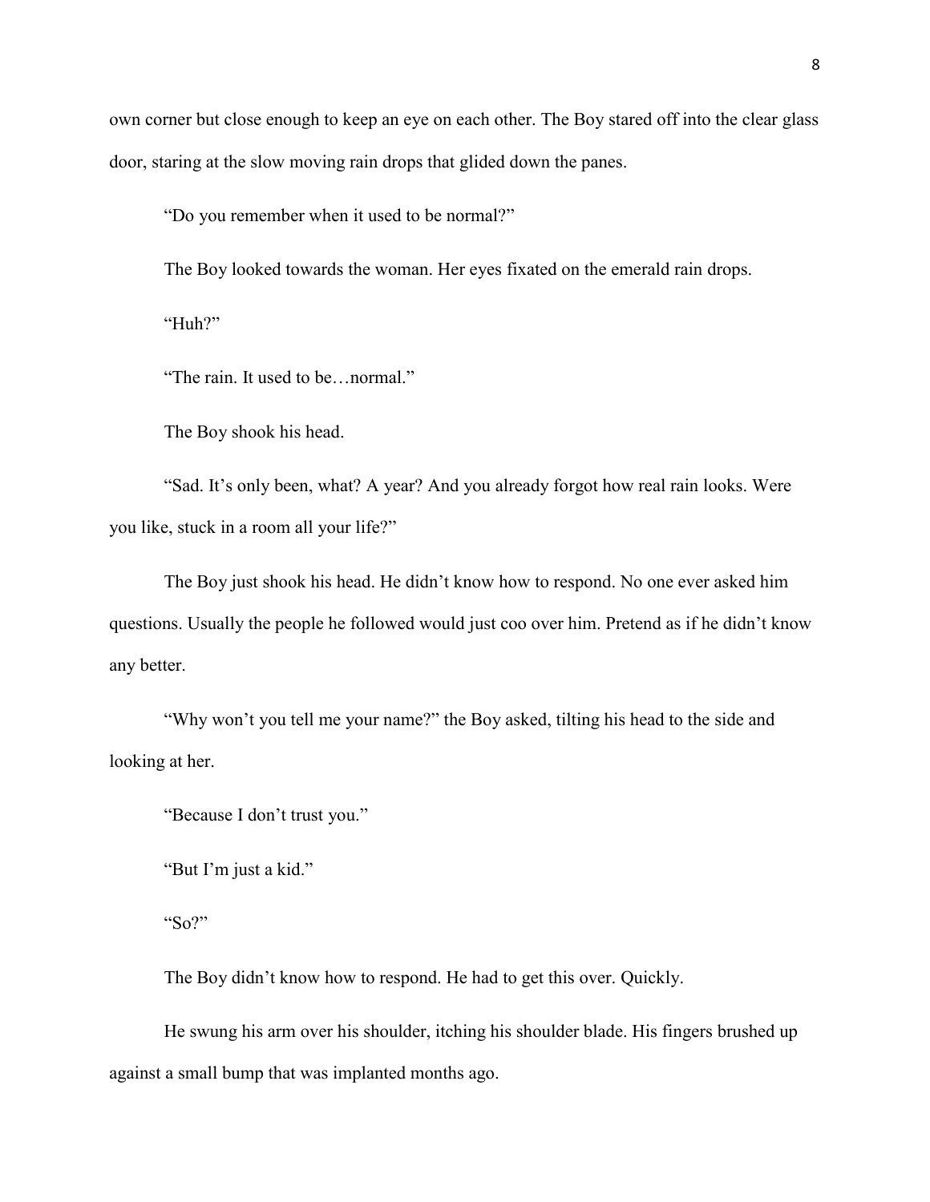own corner but close enough to keep an eye on each other. The Boy stared off into the clear glass door, staring at the slow moving rain drops that glided down the panes.

"Do you remember when it used to be normal?"

The Boy looked towards the woman. Her eyes fixated on the emerald rain drops.

"Huh?"

"The rain. It used to be…normal."

The Boy shook his head.

"Sad. It's only been, what? A year? And you already forgot how real rain looks. Were you like, stuck in a room all your life?"

The Boy just shook his head. He didn't know how to respond. No one ever asked him questions. Usually the people he followed would just coo over him. Pretend as if he didn't know any better.

"Why won't you tell me your name?" the Boy asked, tilting his head to the side and looking at her.

"Because I don't trust you."

"But I'm just a kid."

"So?"

The Boy didn't know how to respond. He had to get this over. Quickly.

He swung his arm over his shoulder, itching his shoulder blade. His fingers brushed up against a small bump that was implanted months ago.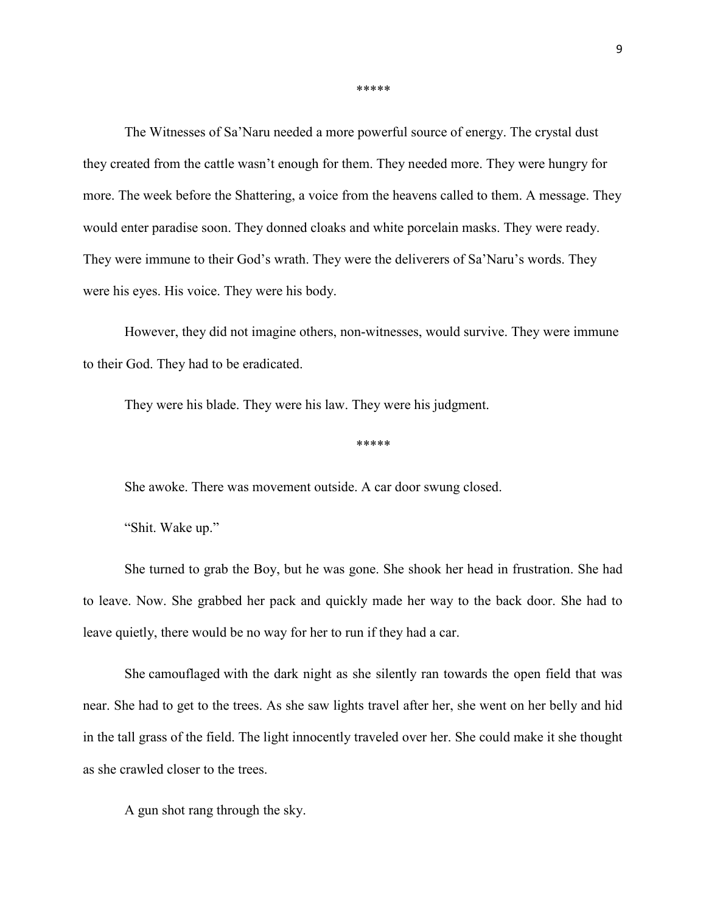*****

The Witnesses of Sa'Naru needed a more powerful source of energy. The crystal dust they created from the cattle wasn't enough for them. They needed more. They were hungry for more. The week before the Shattering, a voice from the heavens called to them. A message. They would enter paradise soon. They donned cloaks and white porcelain masks. They were ready. They were immune to their God's wrath. They were the deliverers of Sa'Naru's words. They were his eyes. His voice. They were his body.

However, they did not imagine others, non-witnesses, would survive. They were immune to their God. They had to be eradicated.

They were his blade. They were his law. They were his judgment.

*****

She awoke. There was movement outside. A car door swung closed.

"Shit. Wake up."

She turned to grab the Boy, but he was gone. She shook her head in frustration. She had to leave. Now. She grabbed her pack and quickly made her way to the back door. She had to leave quietly, there would be no way for her to run if they had a car.

She camouflaged with the dark night as she silently ran towards the open field that was near. She had to get to the trees. As she saw lights travel after her, she went on her belly and hid in the tall grass of the field. The light innocently traveled over her. She could make it she thought as she crawled closer to the trees.

A gun shot rang through the sky.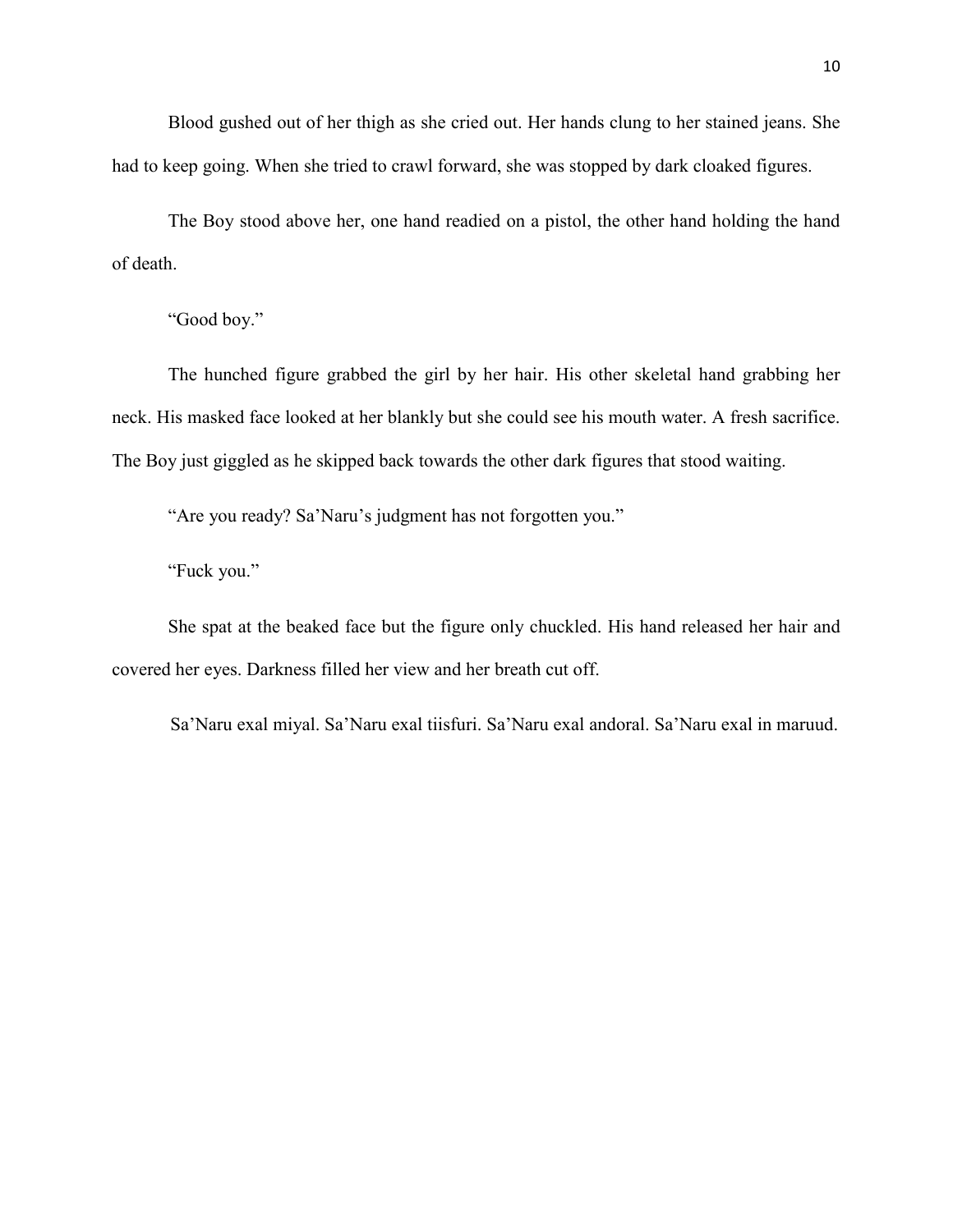Blood gushed out of her thigh as she cried out. Her hands clung to her stained jeans. She had to keep going. When she tried to crawl forward, she was stopped by dark cloaked figures.

The Boy stood above her, one hand readied on a pistol, the other hand holding the hand of death.

"Good boy."

The hunched figure grabbed the girl by her hair. His other skeletal hand grabbing her neck. His masked face looked at her blankly but she could see his mouth water. A fresh sacrifice. The Boy just giggled as he skipped back towards the other dark figures that stood waiting.

"Are you ready? Sa'Naru's judgment has not forgotten you."

"Fuck you."

She spat at the beaked face but the figure only chuckled. His hand released her hair and covered her eyes. Darkness filled her view and her breath cut off.

Sa'Naru exal miyal. Sa'Naru exal tiisfuri. Sa'Naru exal andoral. Sa'Naru exal in maruud.